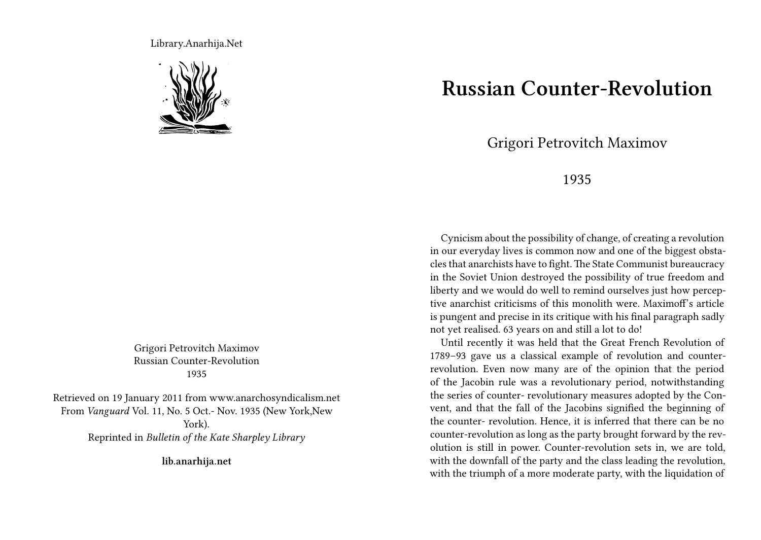Library.Anarhija.Net

Grigori Petrovitch Maximov
Russian Counter-Revolution
1935

Retrieved on 19 January 2011 from www.anarchosyndicalism.net
From *Vanguard* Vol. 11, No. 5 Oct.- Nov. 1935 (New York,New York).
Reprinted in *Bulletin of the Kate Sharpley Library*

**lib.anarhija.net**

# Russian Counter-Revolution

Grigori Petrovitch Maximov

1935

Cynicism about the possibility of change, of creating a revolution in our everyday lives is common now and one of the biggest obstacles that anarchists have to fight. The State Communist bureaucracy in the Soviet Union destroyed the possibility of true freedom and liberty and we would do well to remind ourselves just how perceptive anarchist criticisms of this monolith were. Maximoff's article is pungent and precise in its critique with his final paragraph sadly not yet realised. 63 years on and still a lot to do!

Until recently it was held that the Great French Revolution of 1789–93 gave us a classical example of revolution and counter-revolution. Even now many are of the opinion that the period of the Jacobin rule was a revolutionary period, notwithstanding the series of counter- revolutionary measures adopted by the Convent, and that the fall of the Jacobins signified the beginning of the counter- revolution. Hence, it is inferred that there can be no counter-revolution as long as the party brought forward by the revolution is still in power. Counter-revolution sets in, we are told, with the downfall of the party and the class leading the revolution, with the triumph of a more moderate party, with the liquidation of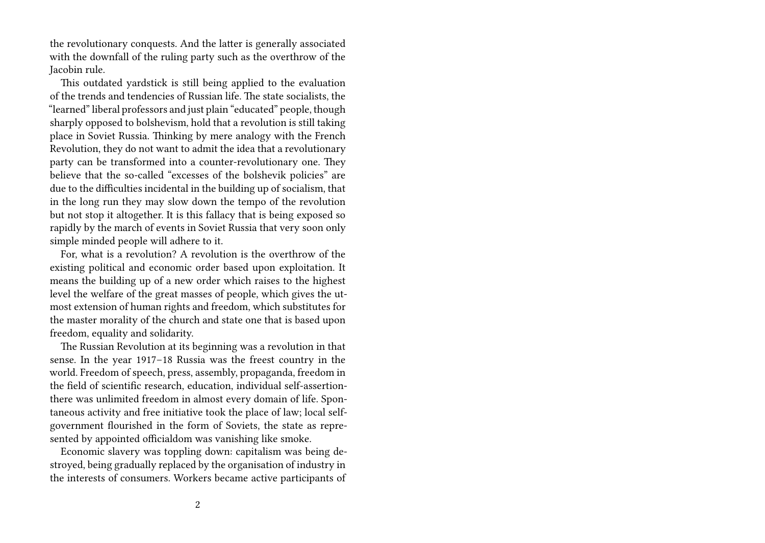the revolutionary conquests. And the latter is generally associated with the downfall of the ruling party such as the overthrow of the Jacobin rule.

This outdated yardstick is still being applied to the evaluation of the trends and tendencies of Russian life. The state socialists, the "learned" liberal professors and just plain "educated" people, though sharply opposed to bolshevism, hold that a revolution is still taking place in Soviet Russia. Thinking by mere analogy with the French Revolution, they do not want to admit the idea that a revolutionary party can be transformed into a counter-revolutionary one. They believe that the so-called "excesses of the bolshevik policies" are due to the difficulties incidental in the building up of socialism, that in the long run they may slow down the tempo of the revolution but not stop it altogether. It is this fallacy that is being exposed so rapidly by the march of events in Soviet Russia that very soon only simple minded people will adhere to it.

For, what is a revolution? A revolution is the overthrow of the existing political and economic order based upon exploitation. It means the building up of a new order which raises to the highest level the welfare of the great masses of people, which gives the utmost extension of human rights and freedom, which substitutes for the master morality of the church and state one that is based upon freedom, equality and solidarity.

The Russian Revolution at its beginning was a revolution in that sense. In the year 1917–18 Russia was the freest country in the world. Freedom of speech, press, assembly, propaganda, freedom in the field of scientific research, education, individual self-assertion-there was unlimited freedom in almost every domain of life. Spontaneous activity and free initiative took the place of law; local self-government flourished in the form of Soviets, the state as represented by appointed officialdom was vanishing like smoke.

Economic slavery was toppling down: capitalism was being destroyed, being gradually replaced by the organisation of industry in the interests of consumers. Workers became active participants of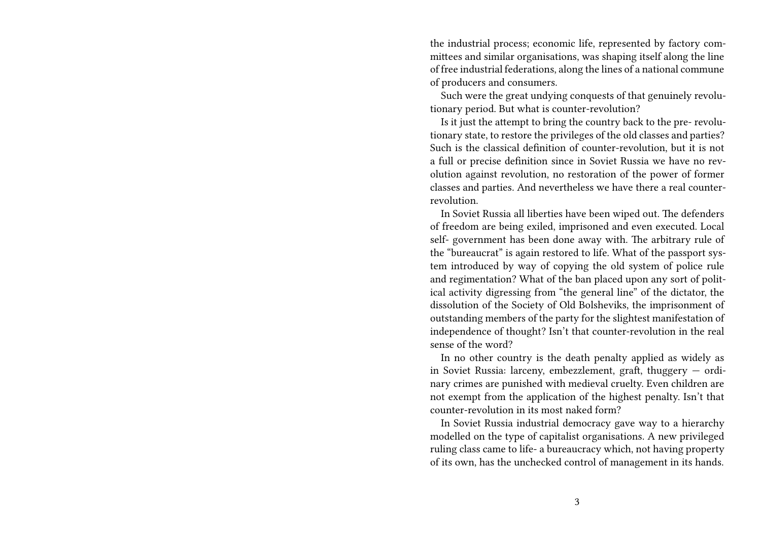the industrial process; economic life, represented by factory committees and similar organisations, was shaping itself along the line of free industrial federations, along the lines of a national commune of producers and consumers.

Such were the great undying conquests of that genuinely revolutionary period. But what is counter-revolution?

Is it just the attempt to bring the country back to the pre- revolutionary state, to restore the privileges of the old classes and parties? Such is the classical definition of counter-revolution, but it is not a full or precise definition since in Soviet Russia we have no revolution against revolution, no restoration of the power of former classes and parties. And nevertheless we have there a real counter-revolution.

In Soviet Russia all liberties have been wiped out. The defenders of freedom are being exiled, imprisoned and even executed. Local self- government has been done away with. The arbitrary rule of the "bureaucrat" is again restored to life. What of the passport system introduced by way of copying the old system of police rule and regimentation? What of the ban placed upon any sort of political activity digressing from "the general line" of the dictator, the dissolution of the Society of Old Bolsheviks, the imprisonment of outstanding members of the party for the slightest manifestation of independence of thought? Isn't that counter-revolution in the real sense of the word?

In no other country is the death penalty applied as widely as in Soviet Russia: larceny, embezzlement, graft, thuggery — ordinary crimes are punished with medieval cruelty. Even children are not exempt from the application of the highest penalty. Isn't that counter-revolution in its most naked form?

In Soviet Russia industrial democracy gave way to a hierarchy modelled on the type of capitalist organisations. A new privileged ruling class came to life- a bureaucracy which, not having property of its own, has the unchecked control of management in its hands.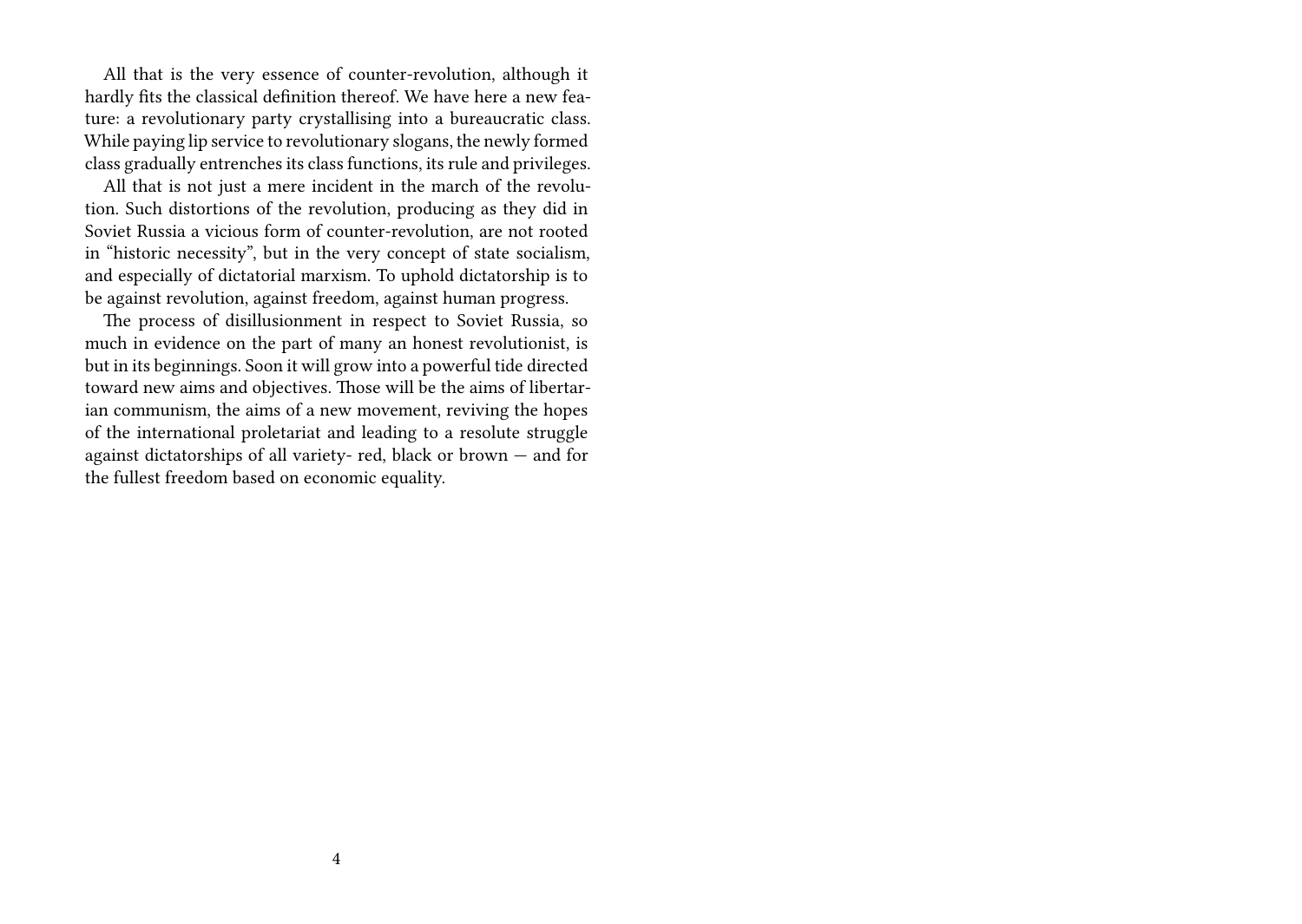All that is the very essence of counter-revolution, although it hardly fits the classical definition thereof. We have here a new feature: a revolutionary party crystallising into a bureaucratic class. While paying lip service to revolutionary slogans, the newly formed class gradually entrenches its class functions, its rule and privileges.

All that is not just a mere incident in the march of the revolution. Such distortions of the revolution, producing as they did in Soviet Russia a vicious form of counter-revolution, are not rooted in "historic necessity", but in the very concept of state socialism, and especially of dictatorial marxism. To uphold dictatorship is to be against revolution, against freedom, against human progress.

The process of disillusionment in respect to Soviet Russia, so much in evidence on the part of many an honest revolutionist, is but in its beginnings. Soon it will grow into a powerful tide directed toward new aims and objectives. Those will be the aims of libertarian communism, the aims of a new movement, reviving the hopes of the international proletariat and leading to a resolute struggle against dictatorships of all variety- red, black or brown — and for the fullest freedom based on economic equality.